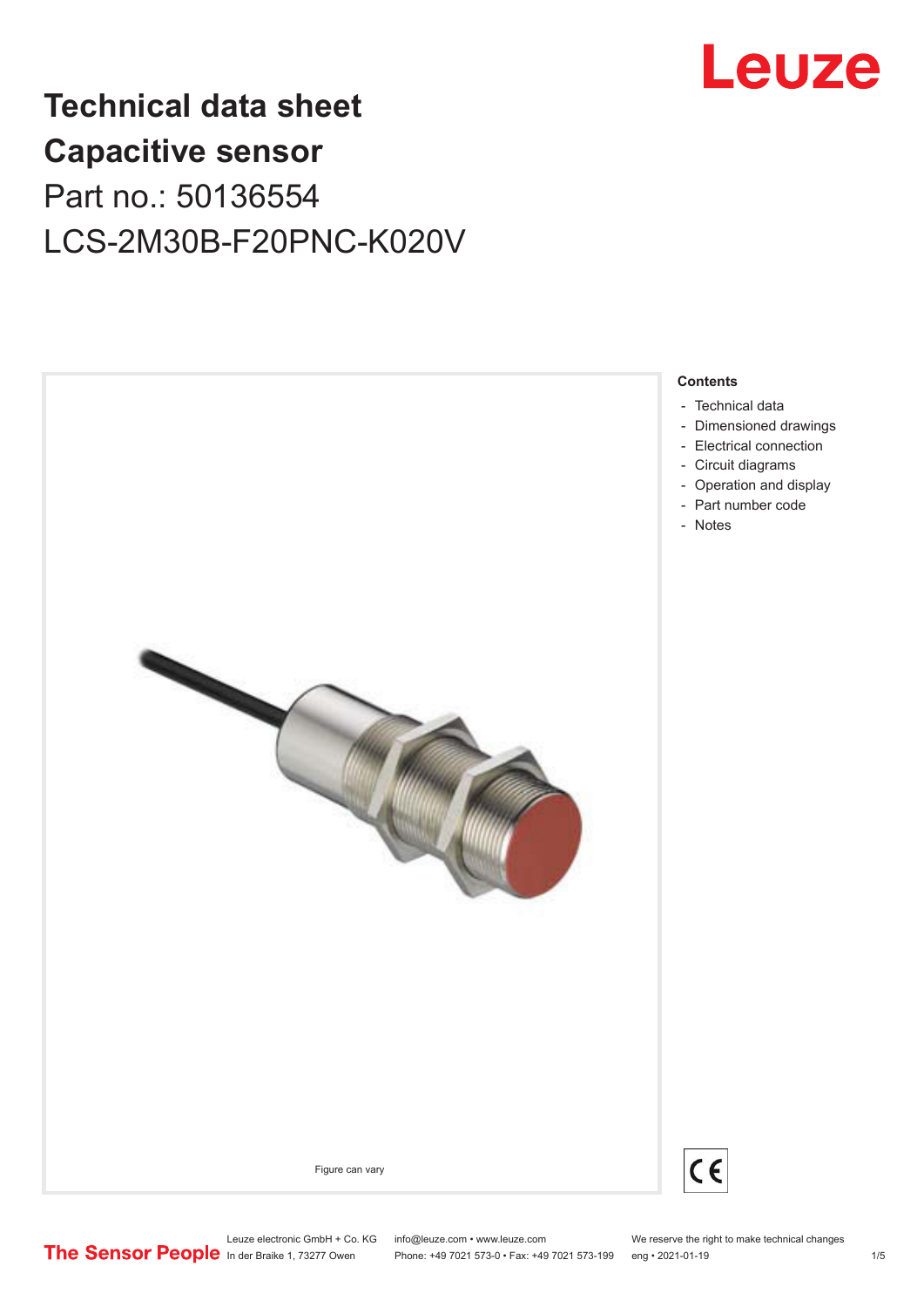# Technical data sheet
# Capacitive sensor
## Part no.: 50136554
## LCS-2M30B-F20PNC-K020V

Figure can vary

**Contents**

- Technical data
- Dimensioned drawings
- Electrical connection
- Circuit diagrams
- Operation and display
- Part number code
- Notes

Leuze electronic GmbH + Co. KG
In der Braike 1, 73277 Owen

info@leuze.com • www.leuze.com
Phone: +49 7021 573-0 • Fax: +49 7021 573-199

We reserve the right to make technical changes
eng • 2021-01-19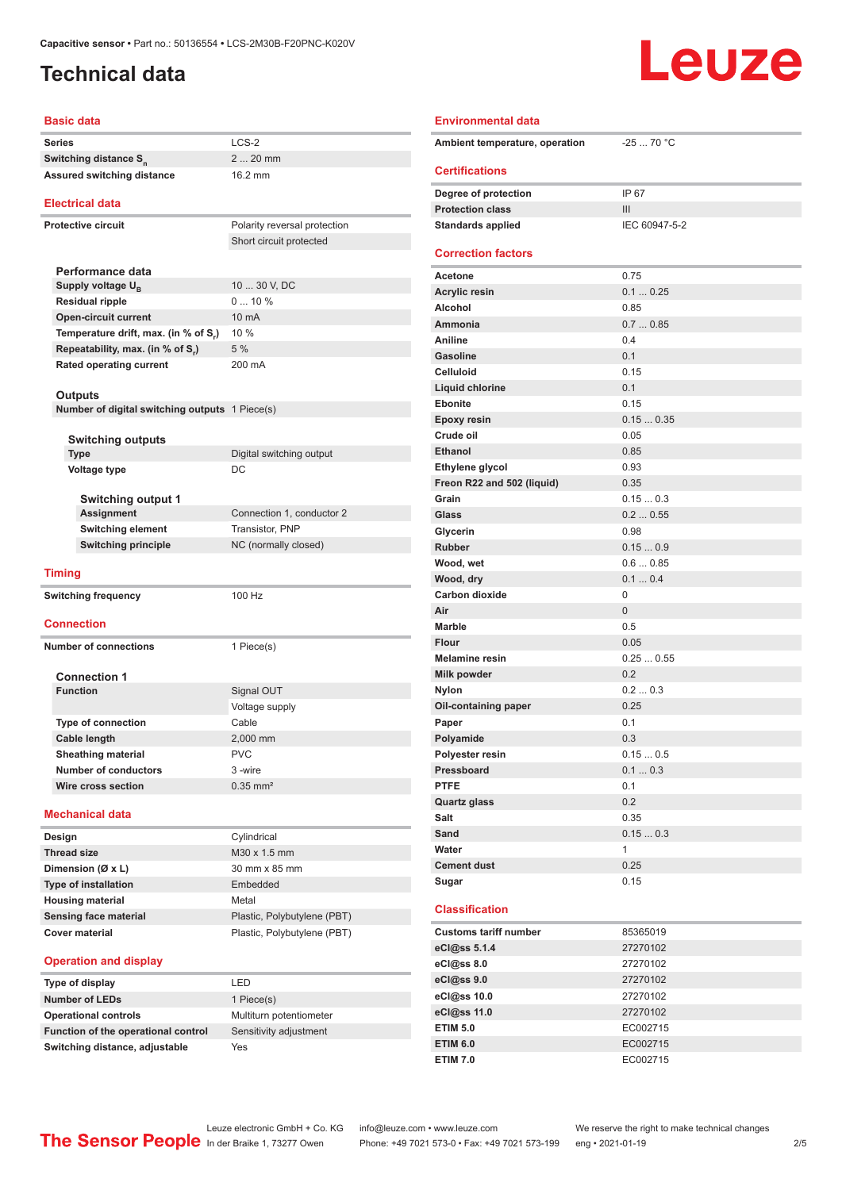# Technical data

## Basic data

| | |
|---|---|
| Series | LCS-2 |
| Switching distance $S_n$ | 2 ... 20 mm |
| Assured switching distance | 16.2 mm |

## Electrical data

| | |
|---|---|
| Protective circuit | Polarity reversal protection |
| | Short circuit protected |

### Performance data

| | |
|---|---|
| Supply voltage $U_B$ | 10 ... 30 V, DC |
| Residual ripple | 0 ... 10 % |
| Open-circuit current | 10 mA |
| Temperature drift, max. (in % of $S_r$) | 10 % |
| Repeatability, max. (in % of $S_r$) | 5 % |
| Rated operating current | 200 mA |

### Outputs

| | |
|---|---|
| Number of digital switching outputs | 1 Piece(s) |

#### Switching outputs

| | |
|---|---|
| Type | Digital switching output |
| Voltage type | DC |

##### Switching output 1

| | |
|---|---|
| Assignment | Connection 1, conductor 2 |
| Switching element | Transistor, PNP |
| Switching principle | NC (normally closed) |

## Timing

| | |
|---|---|
| Switching frequency | 100 Hz |

## Connection

| | |
|---|---|
| Number of connections | 1 Piece(s) |

### Connection 1

| | |
|---|---|
| Function | Signal OUT |
| | Voltage supply |
| Type of connection | Cable |
| Cable length | 2,000 mm |
| Sheathing material | PVC |
| Number of conductors | 3 -wire |
| Wire cross section | 0.35 mm² |

## Mechanical data

| | |
|---|---|
| Design | Cylindrical |
| Thread size | M30 x 1.5 mm |
| Dimension (Ø x L) | 30 mm x 85 mm |
| Type of installation | Embedded |
| Housing material | Metal |
| Sensing face material | Plastic, Polybutylene (PBT) |
| Cover material | Plastic, Polybutylene (PBT) |

## Operation and display

| | |
|---|---|
| Type of display | LED |
| Number of LEDs | 1 Piece(s) |
| Operational controls | Multiturn potentiometer |
| Function of the operational control | Sensitivity adjustment |
| Switching distance, adjustable | Yes |

## Environmental data

| | |
|---|---|
| Ambient temperature, operation | -25 ... 70 °C |

## Certifications

| | |
|---|---|
| Degree of protection | IP 67 |
| Protection class | III |
| Standards applied | IEC 60947-5-2 |

## Correction factors

| | |
|---|---|
| Acetone | 0.75 |
| Acrylic resin | 0.1 ... 0.25 |
| Alcohol | 0.85 |
| Ammonia | 0.7 ... 0.85 |
| Aniline | 0.4 |
| Gasoline | 0.1 |
| Celluloid | 0.15 |
| Liquid chlorine | 0.1 |
| Ebonite | 0.15 |
| Epoxy resin | 0.15 ... 0.35 |
| Crude oil | 0.05 |
| Ethanol | 0.85 |
| Ethylene glycol | 0.93 |
| Freon R22 and 502 (liquid) | 0.35 |
| Grain | 0.15 ... 0.3 |
| Glass | 0.2 ... 0.55 |
| Glycerin | 0.98 |
| Rubber | 0.15 ... 0.9 |
| Wood, wet | 0.6 ... 0.85 |
| Wood, dry | 0.1 ... 0.4 |
| Carbon dioxide | 0 |
| Air | 0 |
| Marble | 0.5 |
| Flour | 0.05 |
| Melamine resin | 0.25 ... 0.55 |
| Milk powder | 0.2 |
| Nylon | 0.2 ... 0.3 |
| Oil-containing paper | 0.25 |
| Paper | 0.1 |
| Polyamide | 0.3 |
| Polyester resin | 0.15 ... 0.5 |
| Pressboard | 0.1 ... 0.3 |
| PTFE | 0.1 |
| Quartz glass | 0.2 |
| Salt | 0.35 |
| Sand | 0.15 ... 0.3 |
| Water | 1 |
| Cement dust | 0.25 |
| Sugar | 0.15 |

## Classification

| | |
|---|---|
| Customs tariff number | 85365019 |
| eCl@ss 5.1.4 | 27270102 |
| eCl@ss 8.0 | 27270102 |
| eCl@ss 9.0 | 27270102 |
| eCl@ss 10.0 | 27270102 |
| eCl@ss 11.0 | 27270102 |
| ETIM 5.0 | EC002715 |
| ETIM 6.0 | EC002715 |
| ETIM 7.0 | EC002715 |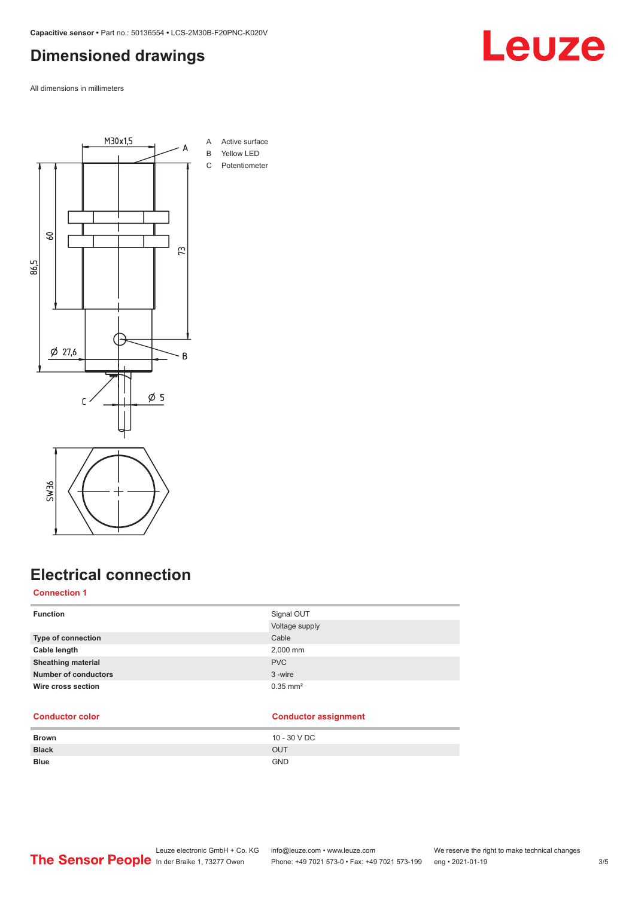# Dimensioned drawings

All dimensions in millimeters

A Active surface
B Yellow LED
C Potentiometer

# Electrical connection

## Connection 1

| Function | Signal OUT<br>Voltage supply |
|---|---|
| Type of connection | Cable |
| Cable length | 2,000 mm |
| Sheathing material | PVC |
| Number of conductors | 3 -wire |
| Wire cross section | 0.35 mm² |

| Conductor color | Conductor assignment |
|---|---|
| Brown | 10 - 30 V DC |
| Black | OUT |
| Blue | GND |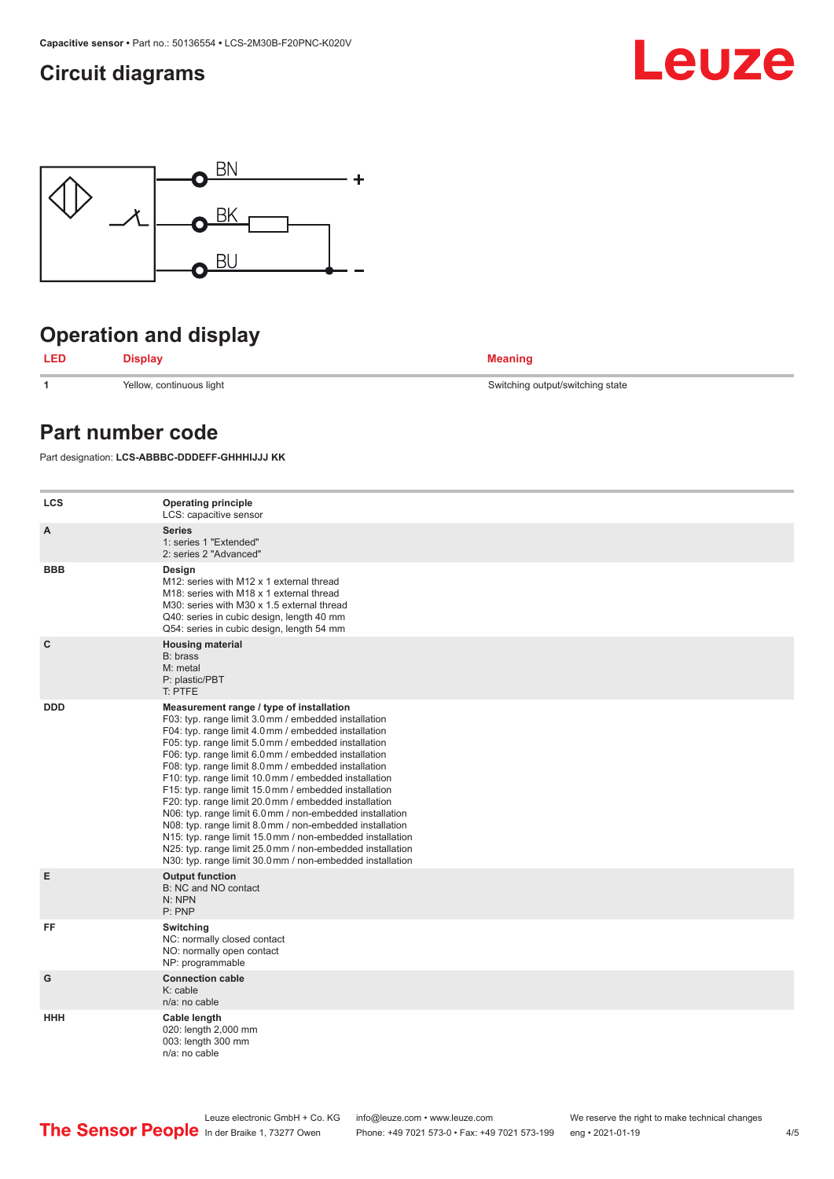## Circuit diagrams

BN +

BK

BU −

## Operation and display

| LED | Display | Meaning |
|---|---|---|
| 1 | Yellow, continuous light | Switching output/switching state |

## Part number code

Part designation: **LCS-ABBBC-DDDEFF-GHHHIJJJ KK**

| | |
|---|---|
| **LCS** | **Operating principle**<br>LCS: capacitive sensor |
| **A** | **Series**<br>1: series 1 "Extended"<br>2: series 2 "Advanced" |
| **BBB** | **Design**<br>M12: series with M12 x 1 external thread<br>M18: series with M18 x 1 external thread<br>M30: series with M30 x 1.5 external thread<br>Q40: series in cubic design, length 40 mm<br>Q54: series in cubic design, length 54 mm |
| **C** | **Housing material**<br>B: brass<br>M: metal<br>P: plastic/PBT<br>T: PTFE |
| **DDD** | **Measurement range / type of installation**<br>F03: typ. range limit 3.0 mm / embedded installation<br>F04: typ. range limit 4.0 mm / embedded installation<br>F05: typ. range limit 5.0 mm / embedded installation<br>F06: typ. range limit 6.0 mm / embedded installation<br>F08: typ. range limit 8.0 mm / embedded installation<br>F10: typ. range limit 10.0 mm / embedded installation<br>F15: typ. range limit 15.0 mm / embedded installation<br>F20: typ. range limit 20.0 mm / embedded installation<br>N06: typ. range limit 6.0 mm / non-embedded installation<br>N08: typ. range limit 8.0 mm / non-embedded installation<br>N15: typ. range limit 15.0 mm / non-embedded installation<br>N25: typ. range limit 25.0 mm / non-embedded installation<br>N30: typ. range limit 30.0 mm / non-embedded installation |
| **E** | **Output function**<br>B: NC and NO contact<br>N: NPN<br>P: PNP |
| **FF** | **Switching**<br>NC: normally closed contact<br>NO: normally open contact<br>NP: programmable |
| **G** | **Connection cable**<br>K: cable<br>n/a: no cable |
| **HHH** | **Cable length**<br>020: length 2,000 mm<br>003: length 300 mm<br>n/a: no cable |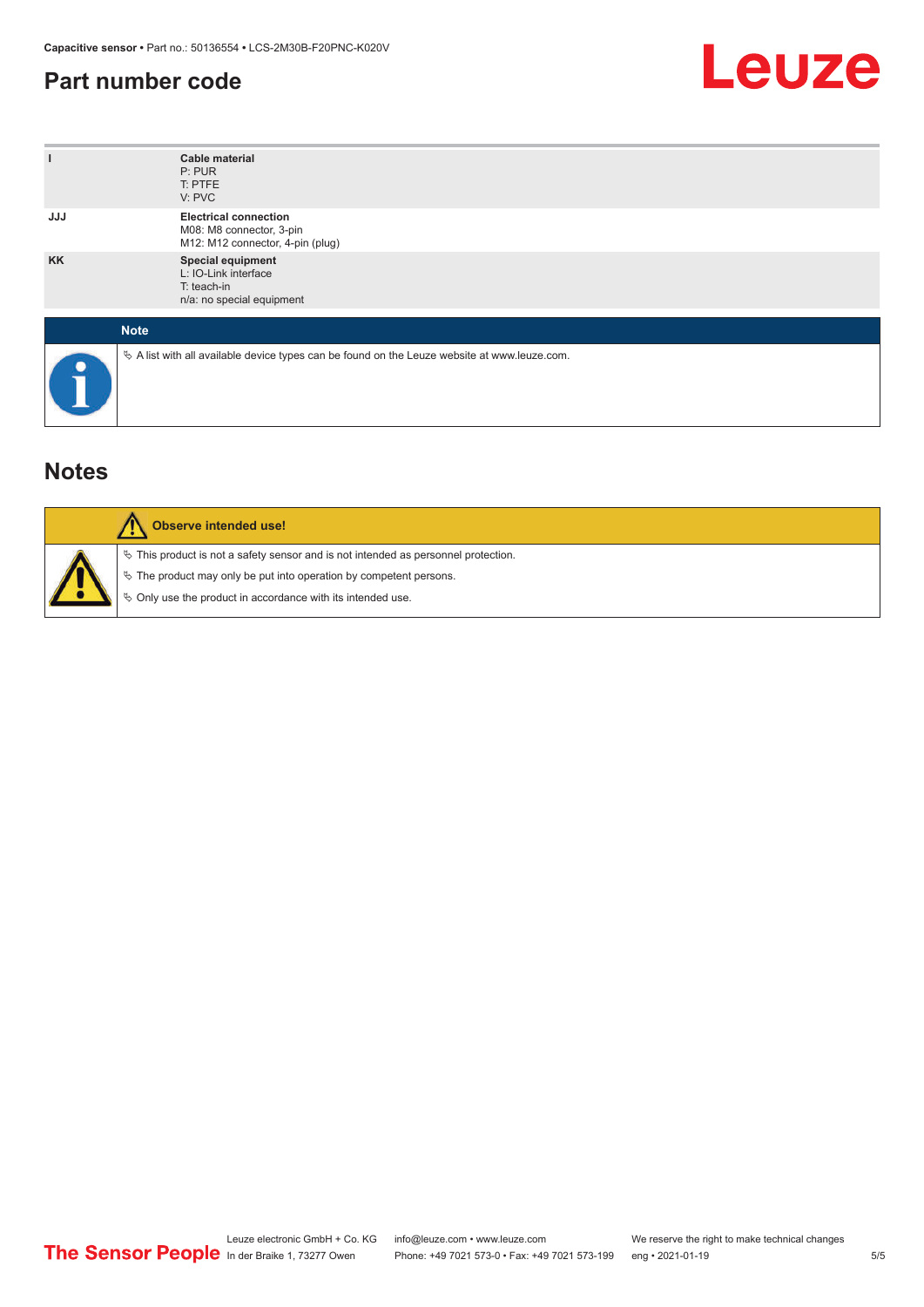## Part number code

| | |
|---|---|
| I | **Cable material**<br>P: PUR<br>T: PTFE<br>V: PVC |
| JJJ | **Electrical connection**<br>M08: M8 connector, 3-pin<br>M12: M12 connector, 4-pin (plug) |
| KK | **Special equipment**<br>L: IO-Link interface<br>T: teach-in<br>n/a: no special equipment |

**Note**

- A list with all available device types can be found on the Leuze website at www.leuze.com.

## Notes

**Observe intended use!**

- This product is not a safety sensor and is not intended as personnel protection.
- The product may only be put into operation by competent persons.
- Only use the product in accordance with its intended use.